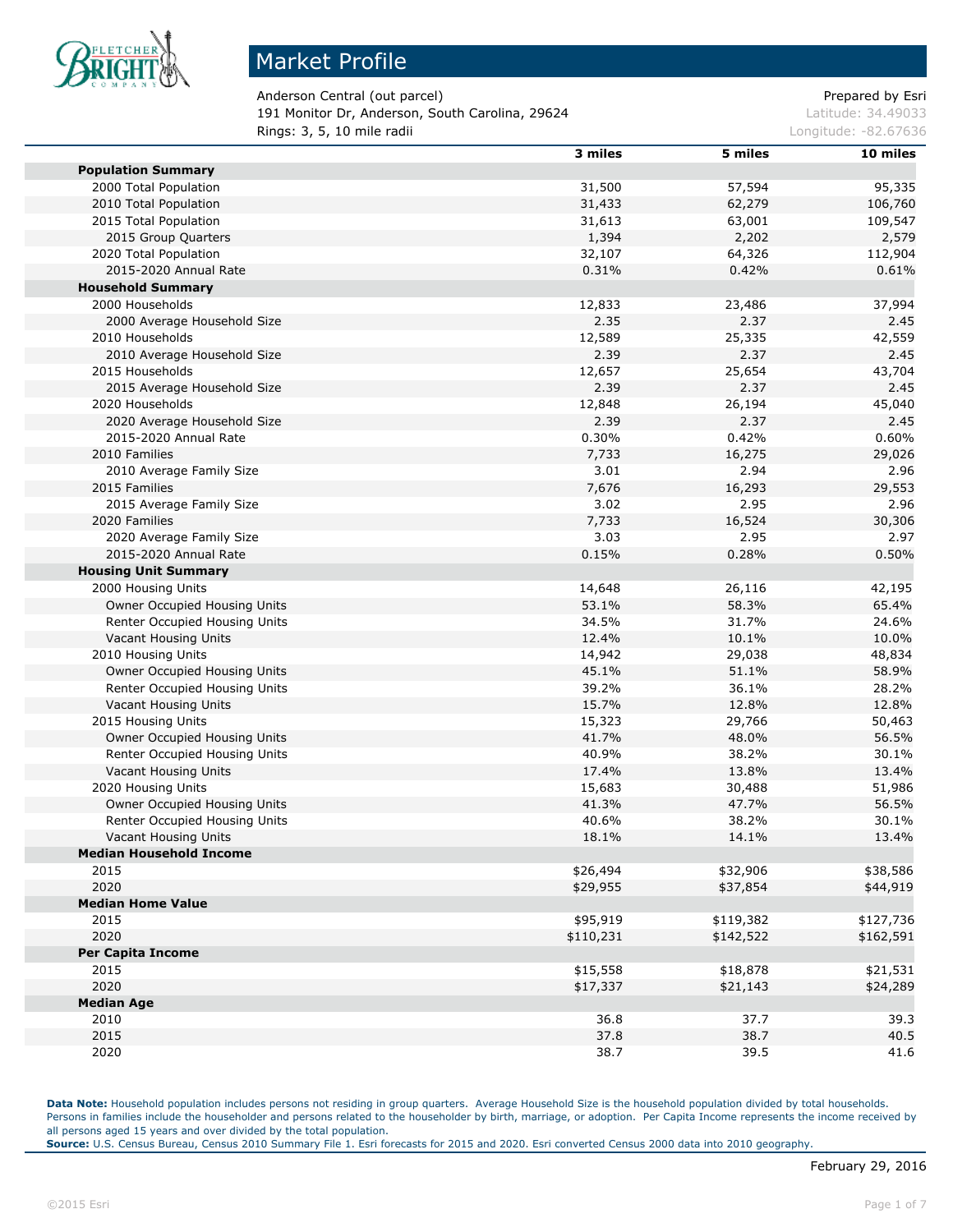# Market Profile

Anderson Central (out parcel) | Prepared by Esri
191 Monitor Dr, Anderson, South Carolina, 29624 | Latitude: 34.49033
Rings: 3, 5, 10 mile radii | Longitude: -82.67636

| | 3 miles | 5 miles | 10 miles |
|---|---|---|---|
| **Population Summary** | | | |
| 2000 Total Population | 31,500 | 57,594 | 95,335 |
| 2010 Total Population | 31,433 | 62,279 | 106,760 |
| 2015 Total Population | 31,613 | 63,001 | 109,547 |
| 2015 Group Quarters | 1,394 | 2,202 | 2,579 |
| 2020 Total Population | 32,107 | 64,326 | 112,904 |
| 2015-2020 Annual Rate | 0.31% | 0.42% | 0.61% |
| **Household Summary** | | | |
| 2000 Households | 12,833 | 23,486 | 37,994 |
| 2000 Average Household Size | 2.35 | 2.37 | 2.45 |
| 2010 Households | 12,589 | 25,335 | 42,559 |
| 2010 Average Household Size | 2.39 | 2.37 | 2.45 |
| 2015 Households | 12,657 | 25,654 | 43,704 |
| 2015 Average Household Size | 2.39 | 2.37 | 2.45 |
| 2020 Households | 12,848 | 26,194 | 45,040 |
| 2020 Average Household Size | 2.39 | 2.37 | 2.45 |
| 2015-2020 Annual Rate | 0.30% | 0.42% | 0.60% |
| 2010 Families | 7,733 | 16,275 | 29,026 |
| 2010 Average Family Size | 3.01 | 2.94 | 2.96 |
| 2015 Families | 7,676 | 16,293 | 29,553 |
| 2015 Average Family Size | 3.02 | 2.95 | 2.96 |
| 2020 Families | 7,733 | 16,524 | 30,306 |
| 2020 Average Family Size | 3.03 | 2.95 | 2.97 |
| 2015-2020 Annual Rate | 0.15% | 0.28% | 0.50% |
| **Housing Unit Summary** | | | |
| 2000 Housing Units | 14,648 | 26,116 | 42,195 |
| Owner Occupied Housing Units | 53.1% | 58.3% | 65.4% |
| Renter Occupied Housing Units | 34.5% | 31.7% | 24.6% |
| Vacant Housing Units | 12.4% | 10.1% | 10.0% |
| 2010 Housing Units | 14,942 | 29,038 | 48,834 |
| Owner Occupied Housing Units | 45.1% | 51.1% | 58.9% |
| Renter Occupied Housing Units | 39.2% | 36.1% | 28.2% |
| Vacant Housing Units | 15.7% | 12.8% | 12.8% |
| 2015 Housing Units | 15,323 | 29,766 | 50,463 |
| Owner Occupied Housing Units | 41.7% | 48.0% | 56.5% |
| Renter Occupied Housing Units | 40.9% | 38.2% | 30.1% |
| Vacant Housing Units | 17.4% | 13.8% | 13.4% |
| 2020 Housing Units | 15,683 | 30,488 | 51,986 |
| Owner Occupied Housing Units | 41.3% | 47.7% | 56.5% |
| Renter Occupied Housing Units | 40.6% | 38.2% | 30.1% |
| Vacant Housing Units | 18.1% | 14.1% | 13.4% |
| **Median Household Income** | | | |
| 2015 | $26,494 | $32,906 | $38,586 |
| 2020 | $29,955 | $37,854 | $44,919 |
| **Median Home Value** | | | |
| 2015 | $95,919 | $119,382 | $127,736 |
| 2020 | $110,231 | $142,522 | $162,591 |
| **Per Capita Income** | | | |
| 2015 | $15,558 | $18,878 | $21,531 |
| 2020 | $17,337 | $21,143 | $24,289 |
| **Median Age** | | | |
| 2010 | 36.8 | 37.7 | 39.3 |
| 2015 | 37.8 | 38.7 | 40.5 |
| 2020 | 38.7 | 39.5 | 41.6 |

**Data Note:** Household population includes persons not residing in group quarters. Average Household Size is the household population divided by total households. Persons in families include the householder and persons related to the householder by birth, marriage, or adoption. Per Capita Income represents the income received by all persons aged 15 years and over divided by the total population.
**Source:** U.S. Census Bureau, Census 2010 Summary File 1. Esri forecasts for 2015 and 2020. Esri converted Census 2000 data into 2010 geography.

February 29, 2016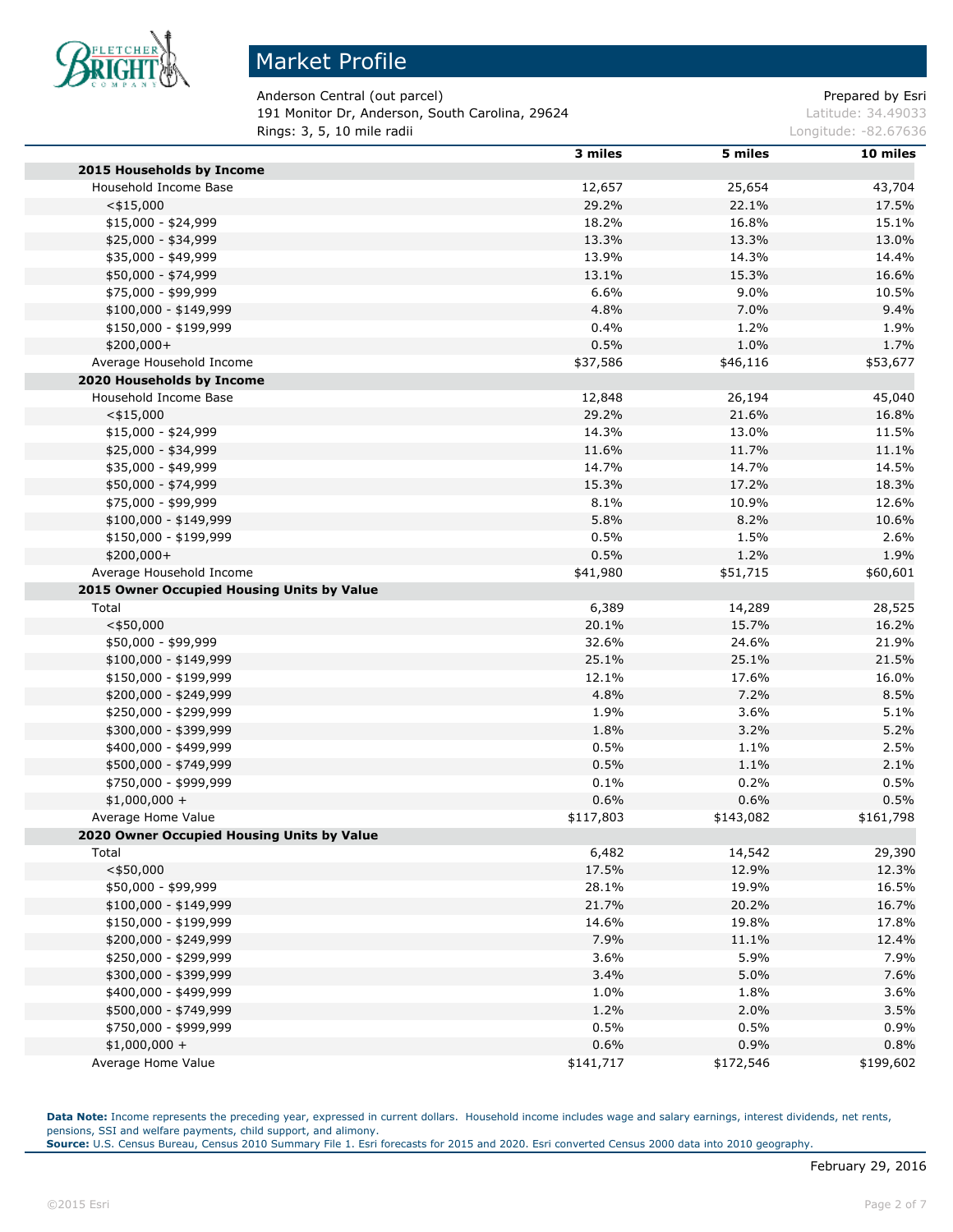# Market Profile

Anderson Central (out parcel) | Prepared by Esri
191 Monitor Dr, Anderson, South Carolina, 29624 | Latitude: 34.49033
Rings: 3, 5, 10 mile radii | Longitude: -82.67636

| | 3 miles | 5 miles | 10 miles |
|---|---|---|---|
| **2015 Households by Income** | | | |
| Household Income Base | 12,657 | 25,654 | 43,704 |
| <$15,000 | 29.2% | 22.1% | 17.5% |
| $15,000 - $24,999 | 18.2% | 16.8% | 15.1% |
| $25,000 - $34,999 | 13.3% | 13.3% | 13.0% |
| $35,000 - $49,999 | 13.9% | 14.3% | 14.4% |
| $50,000 - $74,999 | 13.1% | 15.3% | 16.6% |
| $75,000 - $99,999 | 6.6% | 9.0% | 10.5% |
| $100,000 - $149,999 | 4.8% | 7.0% | 9.4% |
| $150,000 - $199,999 | 0.4% | 1.2% | 1.9% |
| $200,000+ | 0.5% | 1.0% | 1.7% |
| Average Household Income | $37,586 | $46,116 | $53,677 |
| **2020 Households by Income** | | | |
| Household Income Base | 12,848 | 26,194 | 45,040 |
| <$15,000 | 29.2% | 21.6% | 16.8% |
| $15,000 - $24,999 | 14.3% | 13.0% | 11.5% |
| $25,000 - $34,999 | 11.6% | 11.7% | 11.1% |
| $35,000 - $49,999 | 14.7% | 14.7% | 14.5% |
| $50,000 - $74,999 | 15.3% | 17.2% | 18.3% |
| $75,000 - $99,999 | 8.1% | 10.9% | 12.6% |
| $100,000 - $149,999 | 5.8% | 8.2% | 10.6% |
| $150,000 - $199,999 | 0.5% | 1.5% | 2.6% |
| $200,000+ | 0.5% | 1.2% | 1.9% |
| Average Household Income | $41,980 | $51,715 | $60,601 |
| **2015 Owner Occupied Housing Units by Value** | | | |
| Total | 6,389 | 14,289 | 28,525 |
| <$50,000 | 20.1% | 15.7% | 16.2% |
| $50,000 - $99,999 | 32.6% | 24.6% | 21.9% |
| $100,000 - $149,999 | 25.1% | 25.1% | 21.5% |
| $150,000 - $199,999 | 12.1% | 17.6% | 16.0% |
| $200,000 - $249,999 | 4.8% | 7.2% | 8.5% |
| $250,000 - $299,999 | 1.9% | 3.6% | 5.1% |
| $300,000 - $399,999 | 1.8% | 3.2% | 5.2% |
| $400,000 - $499,999 | 0.5% | 1.1% | 2.5% |
| $500,000 - $749,999 | 0.5% | 1.1% | 2.1% |
| $750,000 - $999,999 | 0.1% | 0.2% | 0.5% |
| $1,000,000 + | 0.6% | 0.6% | 0.5% |
| Average Home Value | $117,803 | $143,082 | $161,798 |
| **2020 Owner Occupied Housing Units by Value** | | | |
| Total | 6,482 | 14,542 | 29,390 |
| <$50,000 | 17.5% | 12.9% | 12.3% |
| $50,000 - $99,999 | 28.1% | 19.9% | 16.5% |
| $100,000 - $149,999 | 21.7% | 20.2% | 16.7% |
| $150,000 - $199,999 | 14.6% | 19.8% | 17.8% |
| $200,000 - $249,999 | 7.9% | 11.1% | 12.4% |
| $250,000 - $299,999 | 3.6% | 5.9% | 7.9% |
| $300,000 - $399,999 | 3.4% | 5.0% | 7.6% |
| $400,000 - $499,999 | 1.0% | 1.8% | 3.6% |
| $500,000 - $749,999 | 1.2% | 2.0% | 3.5% |
| $750,000 - $999,999 | 0.5% | 0.5% | 0.9% |
| $1,000,000 + | 0.6% | 0.9% | 0.8% |
| Average Home Value | $141,717 | $172,546 | $199,602 |

**Data Note:** Income represents the preceding year, expressed in current dollars. Household income includes wage and salary earnings, interest dividends, net rents, pensions, SSI and welfare payments, child support, and alimony.
**Source:** U.S. Census Bureau, Census 2010 Summary File 1. Esri forecasts for 2015 and 2020. Esri converted Census 2000 data into 2010 geography.

February 29, 2016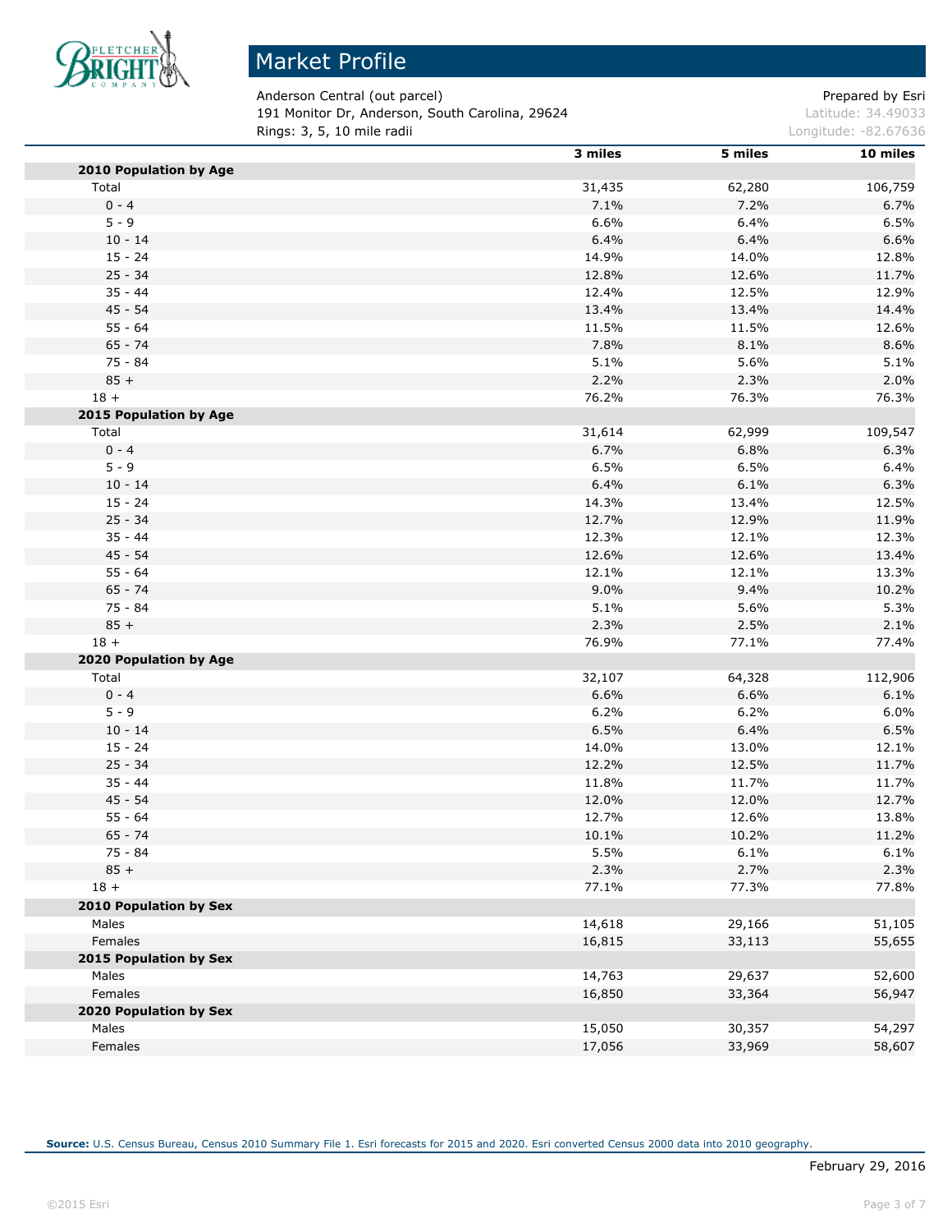# Market Profile

Anderson Central (out parcel)
191 Monitor Dr, Anderson, South Carolina, 29624
Rings: 3, 5, 10 mile radii

Prepared by Esri
Latitude: 34.49033
Longitude: -82.67636

| | 3 miles | 5 miles | 10 miles |
|---|---|---|---|
| **2010 Population by Age** | | | |
| Total | 31,435 | 62,280 | 106,759 |
| 0 - 4 | 7.1% | 7.2% | 6.7% |
| 5 - 9 | 6.6% | 6.4% | 6.5% |
| 10 - 14 | 6.4% | 6.4% | 6.6% |
| 15 - 24 | 14.9% | 14.0% | 12.8% |
| 25 - 34 | 12.8% | 12.6% | 11.7% |
| 35 - 44 | 12.4% | 12.5% | 12.9% |
| 45 - 54 | 13.4% | 13.4% | 14.4% |
| 55 - 64 | 11.5% | 11.5% | 12.6% |
| 65 - 74 | 7.8% | 8.1% | 8.6% |
| 75 - 84 | 5.1% | 5.6% | 5.1% |
| 85 + | 2.2% | 2.3% | 2.0% |
| 18 + | 76.2% | 76.3% | 76.3% |
| **2015 Population by Age** | | | |
| Total | 31,614 | 62,999 | 109,547 |
| 0 - 4 | 6.7% | 6.8% | 6.3% |
| 5 - 9 | 6.5% | 6.5% | 6.4% |
| 10 - 14 | 6.4% | 6.1% | 6.3% |
| 15 - 24 | 14.3% | 13.4% | 12.5% |
| 25 - 34 | 12.7% | 12.9% | 11.9% |
| 35 - 44 | 12.3% | 12.1% | 12.3% |
| 45 - 54 | 12.6% | 12.6% | 13.4% |
| 55 - 64 | 12.1% | 12.1% | 13.3% |
| 65 - 74 | 9.0% | 9.4% | 10.2% |
| 75 - 84 | 5.1% | 5.6% | 5.3% |
| 85 + | 2.3% | 2.5% | 2.1% |
| 18 + | 76.9% | 77.1% | 77.4% |
| **2020 Population by Age** | | | |
| Total | 32,107 | 64,328 | 112,906 |
| 0 - 4 | 6.6% | 6.6% | 6.1% |
| 5 - 9 | 6.2% | 6.2% | 6.0% |
| 10 - 14 | 6.5% | 6.4% | 6.5% |
| 15 - 24 | 14.0% | 13.0% | 12.1% |
| 25 - 34 | 12.2% | 12.5% | 11.7% |
| 35 - 44 | 11.8% | 11.7% | 11.7% |
| 45 - 54 | 12.0% | 12.0% | 12.7% |
| 55 - 64 | 12.7% | 12.6% | 13.8% |
| 65 - 74 | 10.1% | 10.2% | 11.2% |
| 75 - 84 | 5.5% | 6.1% | 6.1% |
| 85 + | 2.3% | 2.7% | 2.3% |
| 18 + | 77.1% | 77.3% | 77.8% |
| **2010 Population by Sex** | | | |
| Males | 14,618 | 29,166 | 51,105 |
| Females | 16,815 | 33,113 | 55,655 |
| **2015 Population by Sex** | | | |
| Males | 14,763 | 29,637 | 52,600 |
| Females | 16,850 | 33,364 | 56,947 |
| **2020 Population by Sex** | | | |
| Males | 15,050 | 30,357 | 54,297 |
| Females | 17,056 | 33,969 | 58,607 |

**Source:** U.S. Census Bureau, Census 2010 Summary File 1. Esri forecasts for 2015 and 2020. Esri converted Census 2000 data into 2010 geography.

February 29, 2016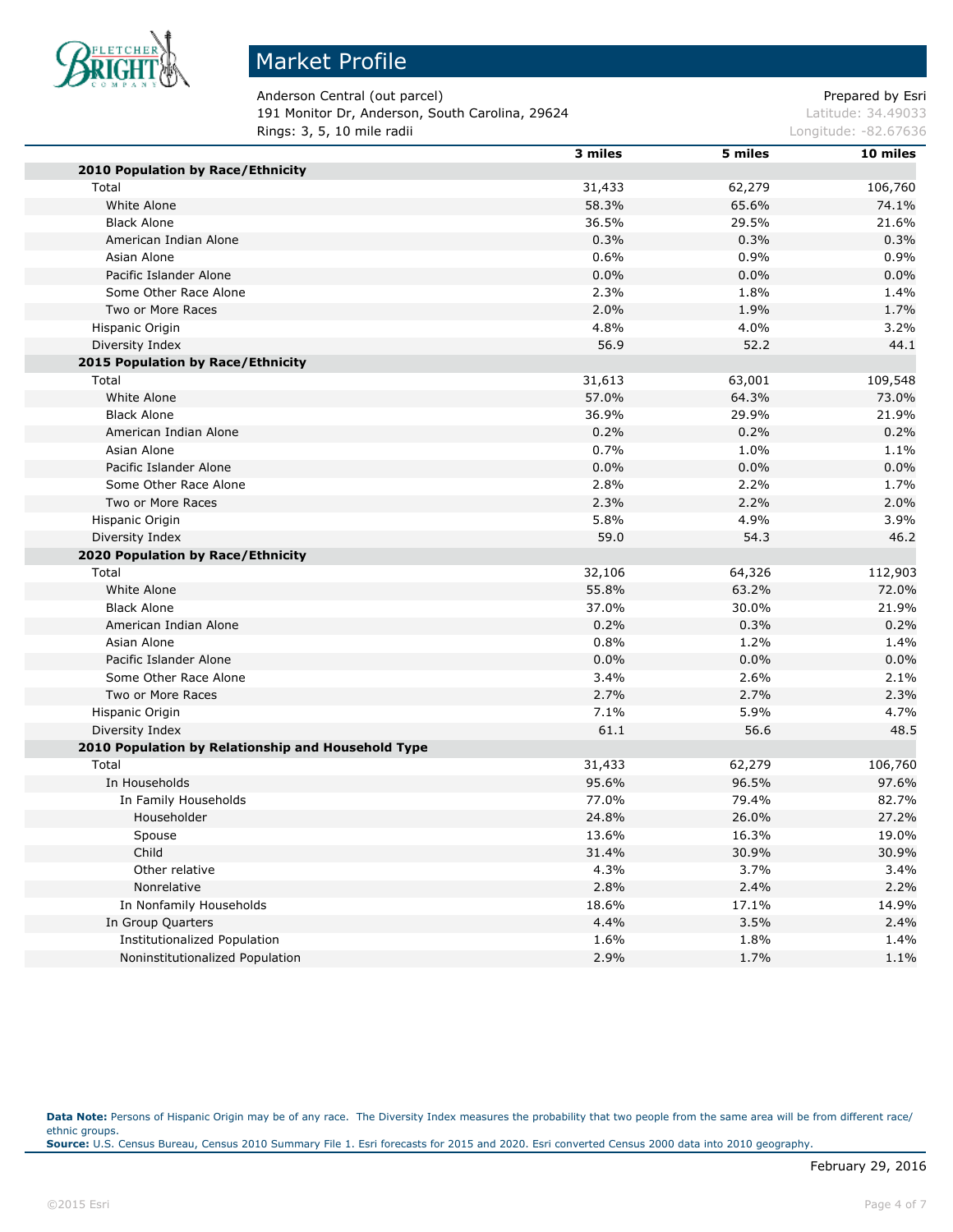# Market Profile

Anderson Central (out parcel)
191 Monitor Dr, Anderson, South Carolina, 29624
Rings: 3, 5, 10 mile radii

Prepared by Esri
Latitude: 34.49033
Longitude: -82.67636

| | 3 miles | 5 miles | 10 miles |
|---|---|---|---|
| **2010 Population by Race/Ethnicity** | | | |
| Total | 31,433 | 62,279 | 106,760 |
| White Alone | 58.3% | 65.6% | 74.1% |
| Black Alone | 36.5% | 29.5% | 21.6% |
| American Indian Alone | 0.3% | 0.3% | 0.3% |
| Asian Alone | 0.6% | 0.9% | 0.9% |
| Pacific Islander Alone | 0.0% | 0.0% | 0.0% |
| Some Other Race Alone | 2.3% | 1.8% | 1.4% |
| Two or More Races | 2.0% | 1.9% | 1.7% |
| Hispanic Origin | 4.8% | 4.0% | 3.2% |
| Diversity Index | 56.9 | 52.2 | 44.1 |
| **2015 Population by Race/Ethnicity** | | | |
| Total | 31,613 | 63,001 | 109,548 |
| White Alone | 57.0% | 64.3% | 73.0% |
| Black Alone | 36.9% | 29.9% | 21.9% |
| American Indian Alone | 0.2% | 0.2% | 0.2% |
| Asian Alone | 0.7% | 1.0% | 1.1% |
| Pacific Islander Alone | 0.0% | 0.0% | 0.0% |
| Some Other Race Alone | 2.8% | 2.2% | 1.7% |
| Two or More Races | 2.3% | 2.2% | 2.0% |
| Hispanic Origin | 5.8% | 4.9% | 3.9% |
| Diversity Index | 59.0 | 54.3 | 46.2 |
| **2020 Population by Race/Ethnicity** | | | |
| Total | 32,106 | 64,326 | 112,903 |
| White Alone | 55.8% | 63.2% | 72.0% |
| Black Alone | 37.0% | 30.0% | 21.9% |
| American Indian Alone | 0.2% | 0.3% | 0.2% |
| Asian Alone | 0.8% | 1.2% | 1.4% |
| Pacific Islander Alone | 0.0% | 0.0% | 0.0% |
| Some Other Race Alone | 3.4% | 2.6% | 2.1% |
| Two or More Races | 2.7% | 2.7% | 2.3% |
| Hispanic Origin | 7.1% | 5.9% | 4.7% |
| Diversity Index | 61.1 | 56.6 | 48.5 |
| **2010 Population by Relationship and Household Type** | | | |
| Total | 31,433 | 62,279 | 106,760 |
| In Households | 95.6% | 96.5% | 97.6% |
| In Family Households | 77.0% | 79.4% | 82.7% |
| Householder | 24.8% | 26.0% | 27.2% |
| Spouse | 13.6% | 16.3% | 19.0% |
| Child | 31.4% | 30.9% | 30.9% |
| Other relative | 4.3% | 3.7% | 3.4% |
| Nonrelative | 2.8% | 2.4% | 2.2% |
| In Nonfamily Households | 18.6% | 17.1% | 14.9% |
| In Group Quarters | 4.4% | 3.5% | 2.4% |
| Institutionalized Population | 1.6% | 1.8% | 1.4% |
| Noninstitutionalized Population | 2.9% | 1.7% | 1.1% |

**Data Note:** Persons of Hispanic Origin may be of any race. The Diversity Index measures the probability that two people from the same area will be from different race/ethnic groups.
**Source:** U.S. Census Bureau, Census 2010 Summary File 1. Esri forecasts for 2015 and 2020. Esri converted Census 2000 data into 2010 geography.

February 29, 2016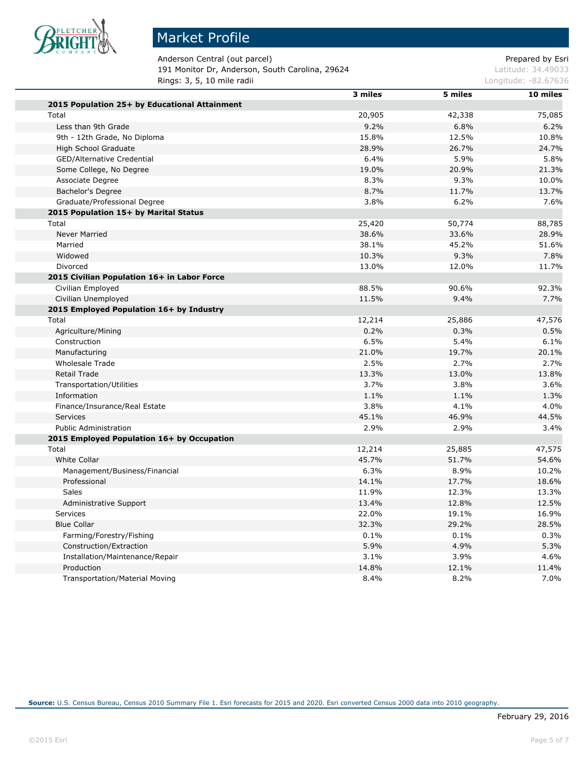# Market Profile

Anderson Central (out parcel)
191 Monitor Dr, Anderson, South Carolina, 29624
Rings: 3, 5, 10 mile radii

Prepared by Esri
Latitude: 34.49033
Longitude: -82.67636

| | 3 miles | 5 miles | 10 miles |
|---|---|---|---|
| **2015 Population 25+ by Educational Attainment** | | | |
| Total | 20,905 | 42,338 | 75,085 |
| Less than 9th Grade | 9.2% | 6.8% | 6.2% |
| 9th - 12th Grade, No Diploma | 15.8% | 12.5% | 10.8% |
| High School Graduate | 28.9% | 26.7% | 24.7% |
| GED/Alternative Credential | 6.4% | 5.9% | 5.8% |
| Some College, No Degree | 19.0% | 20.9% | 21.3% |
| Associate Degree | 8.3% | 9.3% | 10.0% |
| Bachelor's Degree | 8.7% | 11.7% | 13.7% |
| Graduate/Professional Degree | 3.8% | 6.2% | 7.6% |
| **2015 Population 15+ by Marital Status** | | | |
| Total | 25,420 | 50,774 | 88,785 |
| Never Married | 38.6% | 33.6% | 28.9% |
| Married | 38.1% | 45.2% | 51.6% |
| Widowed | 10.3% | 9.3% | 7.8% |
| Divorced | 13.0% | 12.0% | 11.7% |
| **2015 Civilian Population 16+ in Labor Force** | | | |
| Civilian Employed | 88.5% | 90.6% | 92.3% |
| Civilian Unemployed | 11.5% | 9.4% | 7.7% |
| **2015 Employed Population 16+ by Industry** | | | |
| Total | 12,214 | 25,886 | 47,576 |
| Agriculture/Mining | 0.2% | 0.3% | 0.5% |
| Construction | 6.5% | 5.4% | 6.1% |
| Manufacturing | 21.0% | 19.7% | 20.1% |
| Wholesale Trade | 2.5% | 2.7% | 2.7% |
| Retail Trade | 13.3% | 13.0% | 13.8% |
| Transportation/Utilities | 3.7% | 3.8% | 3.6% |
| Information | 1.1% | 1.1% | 1.3% |
| Finance/Insurance/Real Estate | 3.8% | 4.1% | 4.0% |
| Services | 45.1% | 46.9% | 44.5% |
| Public Administration | 2.9% | 2.9% | 3.4% |
| **2015 Employed Population 16+ by Occupation** | | | |
| Total | 12,214 | 25,885 | 47,575 |
| White Collar | 45.7% | 51.7% | 54.6% |
| Management/Business/Financial | 6.3% | 8.9% | 10.2% |
| Professional | 14.1% | 17.7% | 18.6% |
| Sales | 11.9% | 12.3% | 13.3% |
| Administrative Support | 13.4% | 12.8% | 12.5% |
| Services | 22.0% | 19.1% | 16.9% |
| Blue Collar | 32.3% | 29.2% | 28.5% |
| Farming/Forestry/Fishing | 0.1% | 0.1% | 0.3% |
| Construction/Extraction | 5.9% | 4.9% | 5.3% |
| Installation/Maintenance/Repair | 3.1% | 3.9% | 4.6% |
| Production | 14.8% | 12.1% | 11.4% |
| Transportation/Material Moving | 8.4% | 8.2% | 7.0% |

**Source:** U.S. Census Bureau, Census 2010 Summary File 1. Esri forecasts for 2015 and 2020. Esri converted Census 2000 data into 2010 geography.

February 29, 2016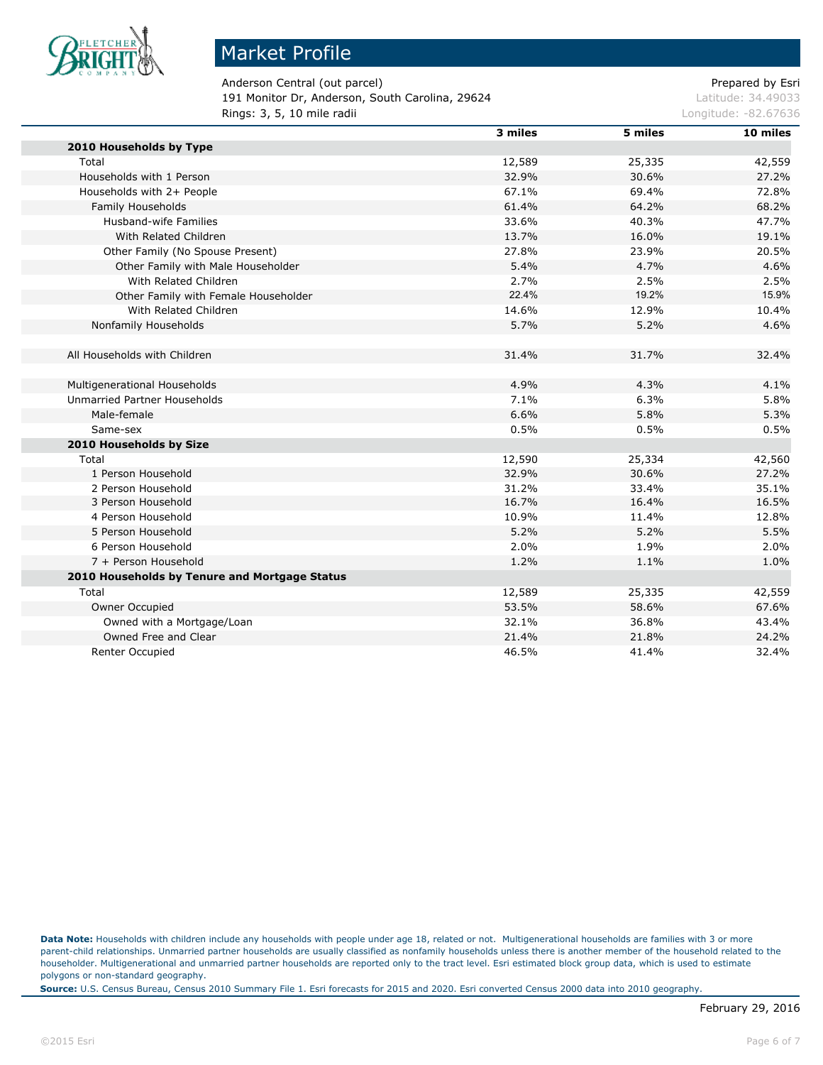# Market Profile

Anderson Central (out parcel)
191 Monitor Dr, Anderson, South Carolina, 29624
Rings: 3, 5, 10 mile radii

Prepared by Esri
Latitude: 34.49033
Longitude: -82.67636

| | 3 miles | 5 miles | 10 miles |
|---|---|---|---|
| **2010 Households by Type** | | | |
| Total | 12,589 | 25,335 | 42,559 |
| Households with 1 Person | 32.9% | 30.6% | 27.2% |
| Households with 2+ People | 67.1% | 69.4% | 72.8% |
| Family Households | 61.4% | 64.2% | 68.2% |
| Husband-wife Families | 33.6% | 40.3% | 47.7% |
| With Related Children | 13.7% | 16.0% | 19.1% |
| Other Family (No Spouse Present) | 27.8% | 23.9% | 20.5% |
| Other Family with Male Householder | 5.4% | 4.7% | 4.6% |
| With Related Children | 2.7% | 2.5% | 2.5% |
| Other Family with Female Householder | 22.4% | 19.2% | 15.9% |
| With Related Children | 14.6% | 12.9% | 10.4% |
| Nonfamily Households | 5.7% | 5.2% | 4.6% |
| | | | |
| All Households with Children | 31.4% | 31.7% | 32.4% |
| | | | |
| Multigenerational Households | 4.9% | 4.3% | 4.1% |
| Unmarried Partner Households | 7.1% | 6.3% | 5.8% |
| Male-female | 6.6% | 5.8% | 5.3% |
| Same-sex | 0.5% | 0.5% | 0.5% |
| **2010 Households by Size** | | | |
| Total | 12,590 | 25,334 | 42,560 |
| 1 Person Household | 32.9% | 30.6% | 27.2% |
| 2 Person Household | 31.2% | 33.4% | 35.1% |
| 3 Person Household | 16.7% | 16.4% | 16.5% |
| 4 Person Household | 10.9% | 11.4% | 12.8% |
| 5 Person Household | 5.2% | 5.2% | 5.5% |
| 6 Person Household | 2.0% | 1.9% | 2.0% |
| 7 + Person Household | 1.2% | 1.1% | 1.0% |
| **2010 Households by Tenure and Mortgage Status** | | | |
| Total | 12,589 | 25,335 | 42,559 |
| Owner Occupied | 53.5% | 58.6% | 67.6% |
| Owned with a Mortgage/Loan | 32.1% | 36.8% | 43.4% |
| Owned Free and Clear | 21.4% | 21.8% | 24.2% |
| Renter Occupied | 46.5% | 41.4% | 32.4% |

**Data Note:** Households with children include any households with people under age 18, related or not. Multigenerational households are families with 3 or more parent-child relationships. Unmarried partner households are usually classified as nonfamily households unless there is another member of the household related to the householder. Multigenerational and unmarried partner households are reported only to the tract level. Esri estimated block group data, which is used to estimate polygons or non-standard geography.

**Source:** U.S. Census Bureau, Census 2010 Summary File 1. Esri forecasts for 2015 and 2020. Esri converted Census 2000 data into 2010 geography.

February 29, 2016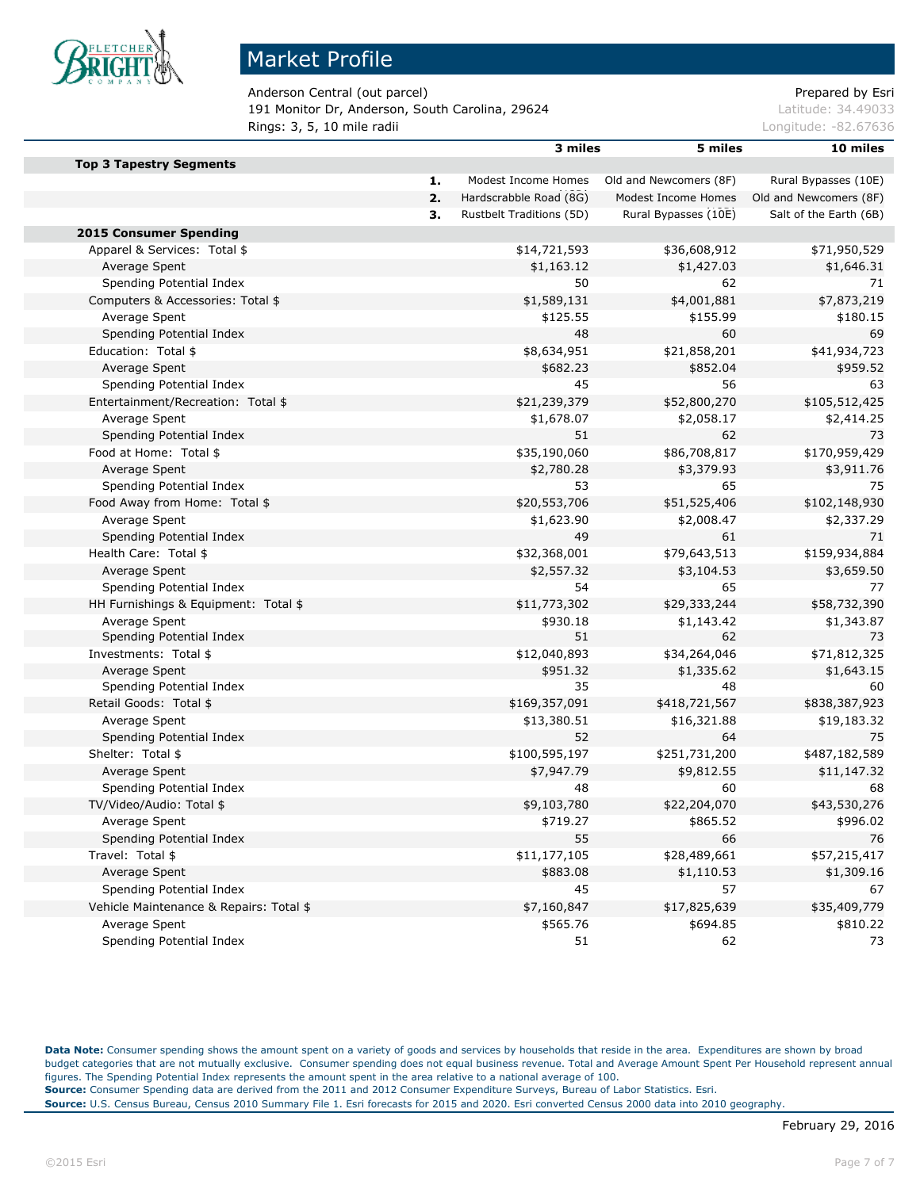# Market Profile

Anderson Central (out parcel)
191 Monitor Dr, Anderson, South Carolina, 29624
Rings: 3, 5, 10 mile radii

Prepared by Esri
Latitude: 34.49033
Longitude: -82.67636

| | | 3 miles | 5 miles | 10 miles |
|---|---|---|---|---|
| **Top 3 Tapestry Segments** | | | | |
| | 1. | Modest Income Homes | Old and Newcomers (8F) | Rural Bypasses (10E) |
| | 2. | Hardscrabble Road (8G) | Modest Income Homes | Old and Newcomers (8F) |
| | 3. | Rustbelt Traditions (5D) | Rural Bypasses (10E) | Salt of the Earth (6B) |
| **2015 Consumer Spending** | | | | |
| Apparel & Services: Total $ | | $14,721,593 | $36,608,912 | $71,950,529 |
| Average Spent | | $1,163.12 | $1,427.03 | $1,646.31 |
| Spending Potential Index | | 50 | 62 | 71 |
| Computers & Accessories: Total $ | | $1,589,131 | $4,001,881 | $7,873,219 |
| Average Spent | | $125.55 | $155.99 | $180.15 |
| Spending Potential Index | | 48 | 60 | 69 |
| Education: Total $ | | $8,634,951 | $21,858,201 | $41,934,723 |
| Average Spent | | $682.23 | $852.04 | $959.52 |
| Spending Potential Index | | 45 | 56 | 63 |
| Entertainment/Recreation: Total $ | | $21,239,379 | $52,800,270 | $105,512,425 |
| Average Spent | | $1,678.07 | $2,058.17 | $2,414.25 |
| Spending Potential Index | | 51 | 62 | 73 |
| Food at Home: Total $ | | $35,190,060 | $86,708,817 | $170,959,429 |
| Average Spent | | $2,780.28 | $3,379.93 | $3,911.76 |
| Spending Potential Index | | 53 | 65 | 75 |
| Food Away from Home: Total $ | | $20,553,706 | $51,525,406 | $102,148,930 |
| Average Spent | | $1,623.90 | $2,008.47 | $2,337.29 |
| Spending Potential Index | | 49 | 61 | 71 |
| Health Care: Total $ | | $32,368,001 | $79,643,513 | $159,934,884 |
| Average Spent | | $2,557.32 | $3,104.53 | $3,659.50 |
| Spending Potential Index | | 54 | 65 | 77 |
| HH Furnishings & Equipment: Total $ | | $11,773,302 | $29,333,244 | $58,732,390 |
| Average Spent | | $930.18 | $1,143.42 | $1,343.87 |
| Spending Potential Index | | 51 | 62 | 73 |
| Investments: Total $ | | $12,040,893 | $34,264,046 | $71,812,325 |
| Average Spent | | $951.32 | $1,335.62 | $1,643.15 |
| Spending Potential Index | | 35 | 48 | 60 |
| Retail Goods: Total $ | | $169,357,091 | $418,721,567 | $838,387,923 |
| Average Spent | | $13,380.51 | $16,321.88 | $19,183.32 |
| Spending Potential Index | | 52 | 64 | 75 |
| Shelter: Total $ | | $100,595,197 | $251,731,200 | $487,182,589 |
| Average Spent | | $7,947.79 | $9,812.55 | $11,147.32 |
| Spending Potential Index | | 48 | 60 | 68 |
| TV/Video/Audio: Total $ | | $9,103,780 | $22,204,070 | $43,530,276 |
| Average Spent | | $719.27 | $865.52 | $996.02 |
| Spending Potential Index | | 55 | 66 | 76 |
| Travel: Total $ | | $11,177,105 | $28,489,661 | $57,215,417 |
| Average Spent | | $883.08 | $1,110.53 | $1,309.16 |
| Spending Potential Index | | 45 | 57 | 67 |
| Vehicle Maintenance & Repairs: Total $ | | $7,160,847 | $17,825,639 | $35,409,779 |
| Average Spent | | $565.76 | $694.85 | $810.22 |
| Spending Potential Index | | 51 | 62 | 73 |

**Data Note:** Consumer spending shows the amount spent on a variety of goods and services by households that reside in the area. Expenditures are shown by broad budget categories that are not mutually exclusive. Consumer spending does not equal business revenue. Total and Average Amount Spent Per Household represent annual figures. The Spending Potential Index represents the amount spent in the area relative to a national average of 100.
**Source:** Consumer Spending data are derived from the 2011 and 2012 Consumer Expenditure Surveys, Bureau of Labor Statistics. Esri.
**Source:** U.S. Census Bureau, Census 2010 Summary File 1. Esri forecasts for 2015 and 2020. Esri converted Census 2000 data into 2010 geography.

February 29, 2016